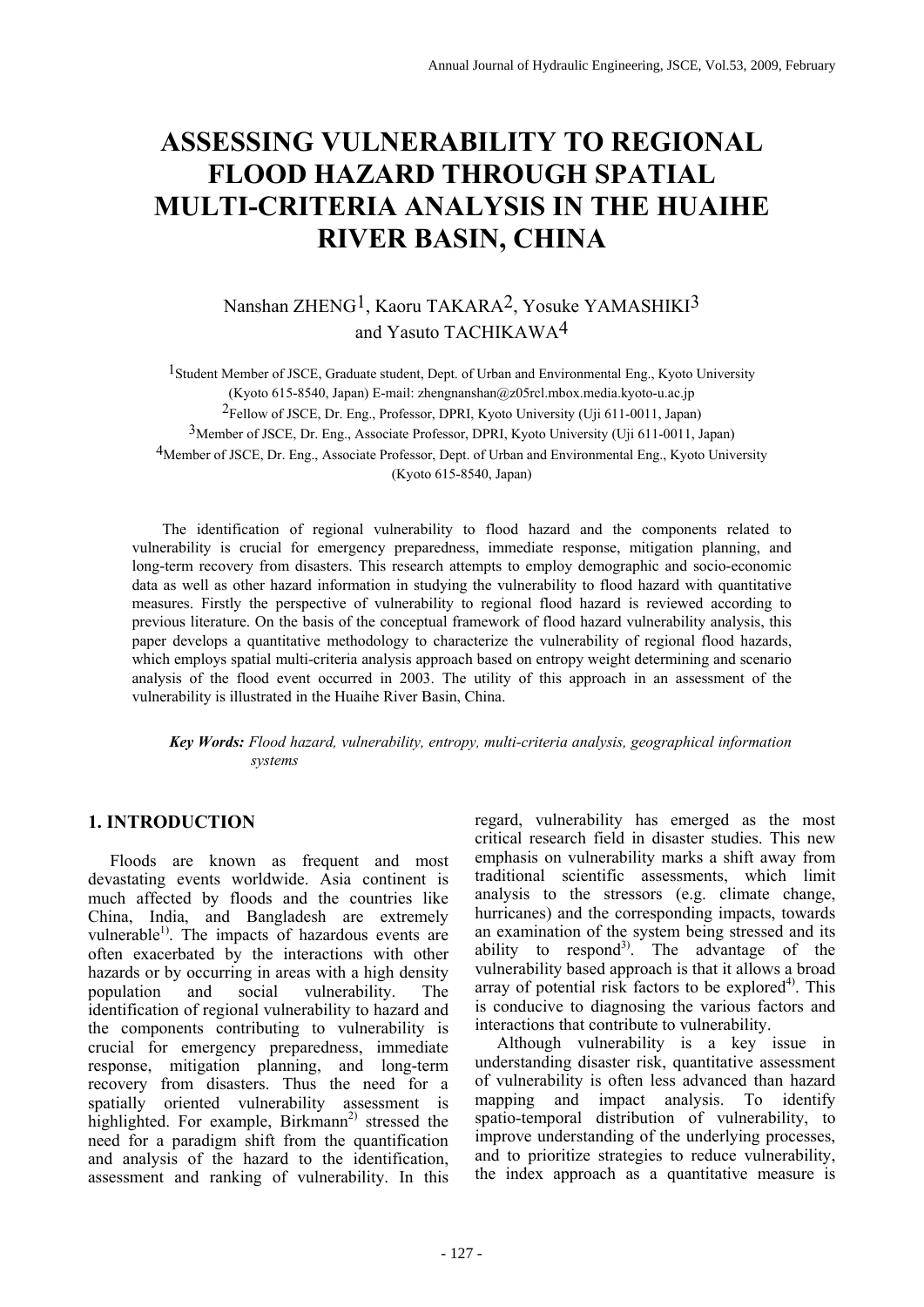# ASSESSING VULNERABILITY TO REGIONAL FLOOD HAZARD THROUGH SPATIAL MULTI-CRITERIA ANALYSIS IN THE HUAIHE RIVER BASIN, CHINA

Nanshan ZHENG[1], Kaoru TAKARA[2], Yosuke YAMASHIKI[3] and Yasuto TACHIKAWA[4]

[1]Student Member of JSCE, Graduate student, Dept. of Urban and Environmental Eng., Kyoto University (Kyoto 615-8540, Japan) E-mail: zhengnanshan@z05rcl.mbox.media.kyoto-u.ac.jp

[2]Fellow of JSCE, Dr. Eng., Professor, DPRI, Kyoto University (Uji 611-0011, Japan)

[3]Member of JSCE, Dr. Eng., Associate Professor, DPRI, Kyoto University (Uji 611-0011, Japan)

[4]Member of JSCE, Dr. Eng., Associate Professor, Dept. of Urban and Environmental Eng., Kyoto University (Kyoto 615-8540, Japan)

The identification of regional vulnerability to flood hazard and the components related to vulnerability is crucial for emergency preparedness, immediate response, mitigation planning, and long-term recovery from disasters. This research attempts to employ demographic and socio-economic data as well as other hazard information in studying the vulnerability to flood hazard with quantitative measures. Firstly the perspective of vulnerability to regional flood hazard is reviewed according to previous literature. On the basis of the conceptual framework of flood hazard vulnerability analysis, this paper develops a quantitative methodology to characterize the vulnerability of regional flood hazards, which employs spatial multi-criteria analysis approach based on entropy weight determining and scenario analysis of the flood event occurred in 2003. The utility of this approach in an assessment of the vulnerability is illustrated in the Huaihe River Basin, China.

***Key Words:*** *Flood hazard, vulnerability, entropy, multi-criteria analysis, geographical information systems*

## 1. INTRODUCTION

Floods are known as frequent and most devastating events worldwide. Asia continent is much affected by floods and the countries like China, India, and Bangladesh are extremely vulnerable[1)]. The impacts of hazardous events are often exacerbated by the interactions with other hazards or by occurring in areas with a high density population and social vulnerability. The identification of regional vulnerability to hazard and the components contributing to vulnerability is crucial for emergency preparedness, immediate response, mitigation planning, and long-term recovery from disasters. Thus the need for a spatially oriented vulnerability assessment is highlighted. For example, Birkmann[2)] stressed the need for a paradigm shift from the quantification and analysis of the hazard to the identification, assessment and ranking of vulnerability. In this regard, vulnerability has emerged as the most critical research field in disaster studies. This new emphasis on vulnerability marks a shift away from traditional scientific assessments, which limit analysis to the stressors (e.g. climate change, hurricanes) and the corresponding impacts, towards an examination of the system being stressed and its ability to respond[3)]. The advantage of the vulnerability based approach is that it allows a broad array of potential risk factors to be explored[4)]. This is conducive to diagnosing the various factors and interactions that contribute to vulnerability.

Although vulnerability is a key issue in understanding disaster risk, quantitative assessment of vulnerability is often less advanced than hazard mapping and impact analysis. To identify spatio-temporal distribution of vulnerability, to improve understanding of the underlying processes, and to prioritize strategies to reduce vulnerability, the index approach as a quantitative measure is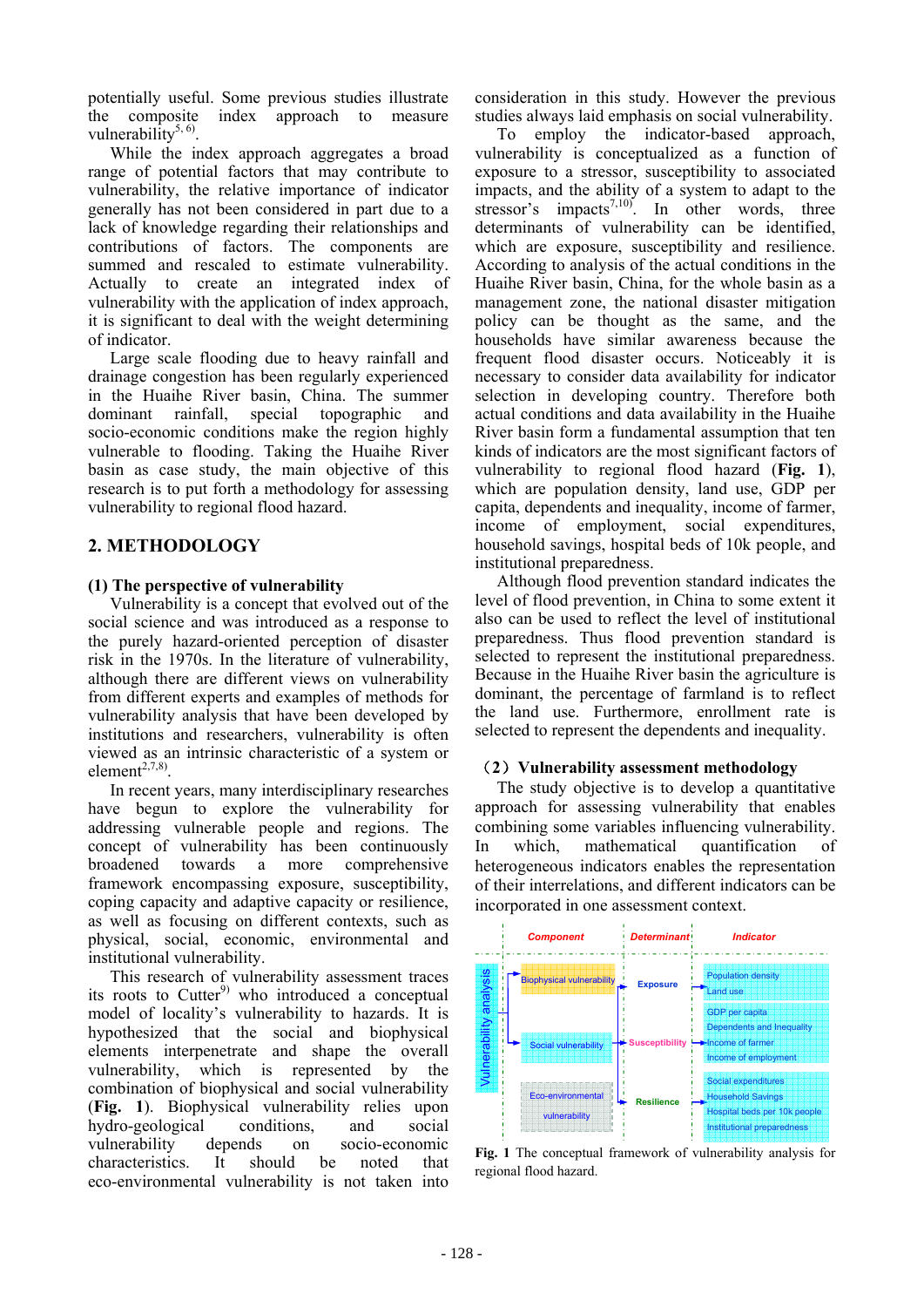potentially useful. Some previous studies illustrate the composite index approach to measure vulnerability[5, 6].

While the index approach aggregates a broad range of potential factors that may contribute to vulnerability, the relative importance of indicator generally has not been considered in part due to a lack of knowledge regarding their relationships and contributions of factors. The components are summed and rescaled to estimate vulnerability. Actually to create an integrated index of vulnerability with the application of index approach, it is significant to deal with the weight determining of indicator.

Large scale flooding due to heavy rainfall and drainage congestion has been regularly experienced in the Huaihe River basin, China. The summer dominant rainfall, special topographic and socio-economic conditions make the region highly vulnerable to flooding. Taking the Huaihe River basin as case study, the main objective of this research is to put forth a methodology for assessing vulnerability to regional flood hazard.

## 2. METHODOLOGY

### (1) The perspective of vulnerability

Vulnerability is a concept that evolved out of the social science and was introduced as a response to the purely hazard-oriented perception of disaster risk in the 1970s. In the literature of vulnerability, although there are different views on vulnerability from different experts and examples of methods for vulnerability analysis that have been developed by institutions and researchers, vulnerability is often viewed as an intrinsic characteristic of a system or element[2,7,8].

In recent years, many interdisciplinary researches have begun to explore the vulnerability for addressing vulnerable people and regions. The concept of vulnerability has been continuously broadened towards a more comprehensive framework encompassing exposure, susceptibility, coping capacity and adaptive capacity or resilience, as well as focusing on different contexts, such as physical, social, economic, environmental and institutional vulnerability.

This research of vulnerability assessment traces its roots to Cutter[9] who introduced a conceptual model of locality's vulnerability to hazards. It is hypothesized that the social and biophysical elements interpenetrate and shape the overall vulnerability, which is represented by the combination of biophysical and social vulnerability (**Fig. 1**). Biophysical vulnerability relies upon hydro-geological conditions, and social vulnerability depends on socio-economic characteristics. It should be noted that eco-environmental vulnerability is not taken into consideration in this study. However the previous studies always laid emphasis on social vulnerability.

To employ the indicator-based approach, vulnerability is conceptualized as a function of exposure to a stressor, susceptibility to associated impacts, and the ability of a system to adapt to the stressor's impacts[7,10]. In other words, three determinants of vulnerability can be identified, which are exposure, susceptibility and resilience. According to analysis of the actual conditions in the Huaihe River basin, China, for the whole basin as a management zone, the national disaster mitigation policy can be thought as the same, and the households have similar awareness because the frequent flood disaster occurs. Noticeably it is necessary to consider data availability for indicator selection in developing country. Therefore both actual conditions and data availability in the Huaihe River basin form a fundamental assumption that ten kinds of indicators are the most significant factors of vulnerability to regional flood hazard (**Fig. 1**), which are population density, land use, GDP per capita, dependents and inequality, income of farmer, income of employment, social expenditures, household savings, hospital beds of 10k people, and institutional preparedness.

Although flood prevention standard indicates the level of flood prevention, in China to some extent it also can be used to reflect the level of institutional preparedness. Thus flood prevention standard is selected to represent the institutional preparedness. Because in the Huaihe River basin the agriculture is dominant, the percentage of farmland is to reflect the land use. Furthermore, enrollment rate is selected to represent the dependents and inequality.

### （2）Vulnerability assessment methodology

The study objective is to develop a quantitative approach for assessing vulnerability that enables combining some variables influencing vulnerability. In which, mathematical quantification of heterogeneous indicators enables the representation of their interrelations, and different indicators can be incorporated in one assessment context.

| Component | Determinant | Indicator |
|---|---|---|
| Biophysical vulnerability | Exposure | Population density; Land use |
| Social vulnerability | Susceptibility | GDP per capita; Dependents and Inequality; Income of farmer; Income of employment |
| Eco-environmental vulnerability | Resilience | Social expenditures; Household Savings; Hospital beds per 10k people; Institutional preparedness |

**Fig. 1** The conceptual framework of vulnerability analysis for regional flood hazard.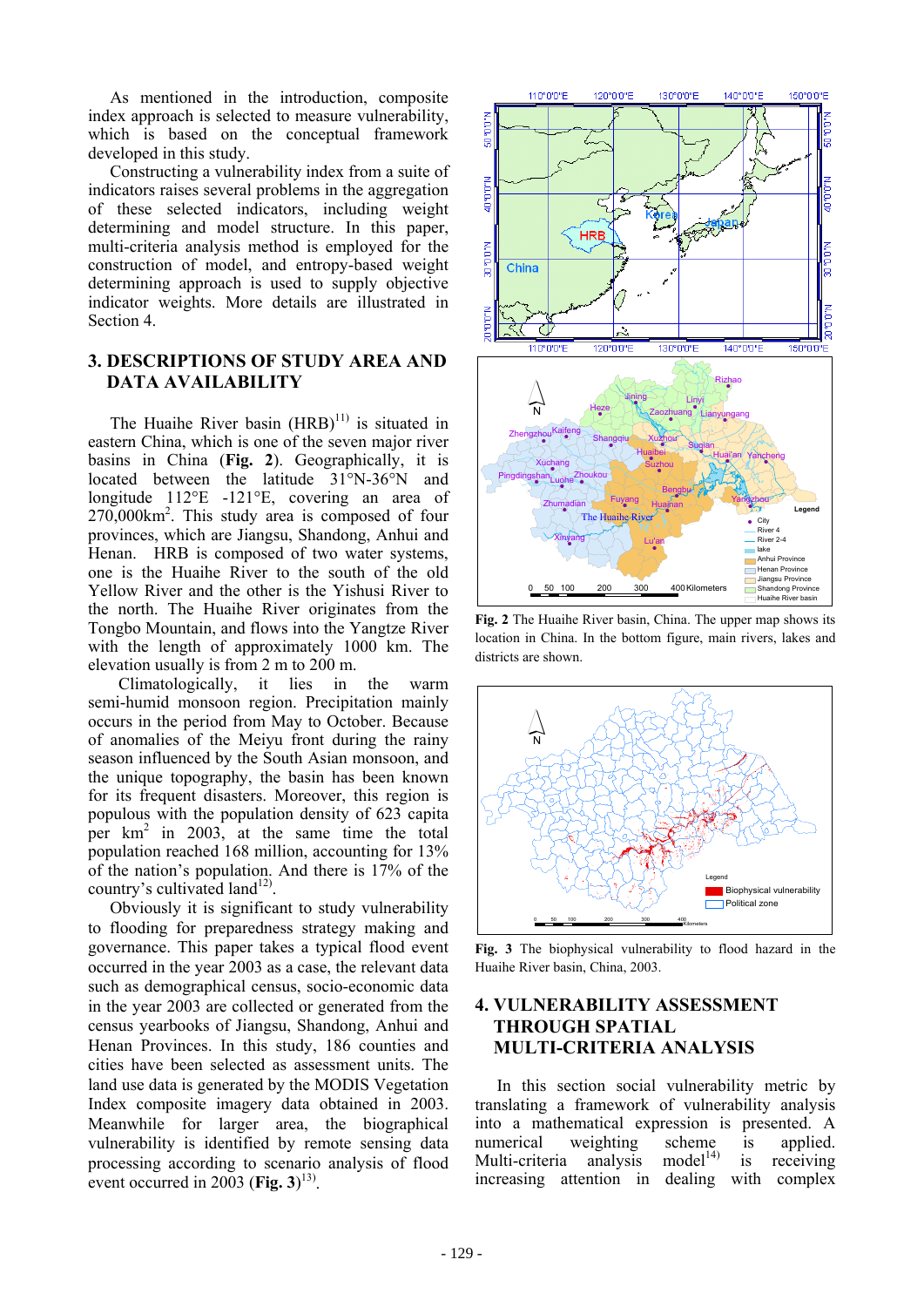As mentioned in the introduction, composite index approach is selected to measure vulnerability, which is based on the conceptual framework developed in this study.

Constructing a vulnerability index from a suite of indicators raises several problems in the aggregation of these selected indicators, including weight determining and model structure. In this paper, multi-criteria analysis method is employed for the construction of model, and entropy-based weight determining approach is used to supply objective indicator weights. More details are illustrated in Section 4.

## 3. DESCRIPTIONS OF STUDY AREA AND DATA AVAILABILITY

The Huaihe River basin (HRB)[11] is situated in eastern China, which is one of the seven major river basins in China (**Fig. 2**). Geographically, it is located between the latitude 31°N-36°N and longitude 112°E -121°E, covering an area of 270,000km$^2$. This study area is composed of four provinces, which are Jiangsu, Shandong, Anhui and Henan. HRB is composed of two water systems, one is the Huaihe River to the south of the old Yellow River and the other is the Yishusi River to the north. The Huaihe River originates from the Tongbo Mountain, and flows into the Yangtze River with the length of approximately 1000 km. The elevation usually is from 2 m to 200 m.

Climatologically, it lies in the warm semi-humid monsoon region. Precipitation mainly occurs in the period from May to October. Because of anomalies of the Meiyu front during the rainy season influenced by the South Asian monsoon, and the unique topography, the basin has been known for its frequent disasters. Moreover, this region is populous with the population density of 623 capita per km$^2$ in 2003, at the same time the total population reached 168 million, accounting for 13% of the nation's population. And there is 17% of the country's cultivated land[12].

Obviously it is significant to study vulnerability to flooding for preparedness strategy making and governance. This paper takes a typical flood event occurred in the year 2003 as a case, the relevant data such as demographical census, socio-economic data in the year 2003 are collected or generated from the census yearbooks of Jiangsu, Shandong, Anhui and Henan Provinces. In this study, 186 counties and cities have been selected as assessment units. The land use data is generated by the MODIS Vegetation Index composite imagery data obtained in 2003. Meanwhile for larger area, the biographical vulnerability is identified by remote sensing data processing according to scenario analysis of flood event occurred in 2003 (**Fig. 3**)[13].

**Fig. 2** The Huaihe River basin, China. The upper map shows its location in China. In the bottom figure, main rivers, lakes and districts are shown.

**Fig. 3** The biophysical vulnerability to flood hazard in the Huaihe River basin, China, 2003.

## 4. VULNERABILITY ASSESSMENT THROUGH SPATIAL MULTI-CRITERIA ANALYSIS

In this section social vulnerability metric by translating a framework of vulnerability analysis into a mathematical expression is presented. A numerical weighting scheme is applied. Multi-criteria analysis model[14] is receiving increasing attention in dealing with complex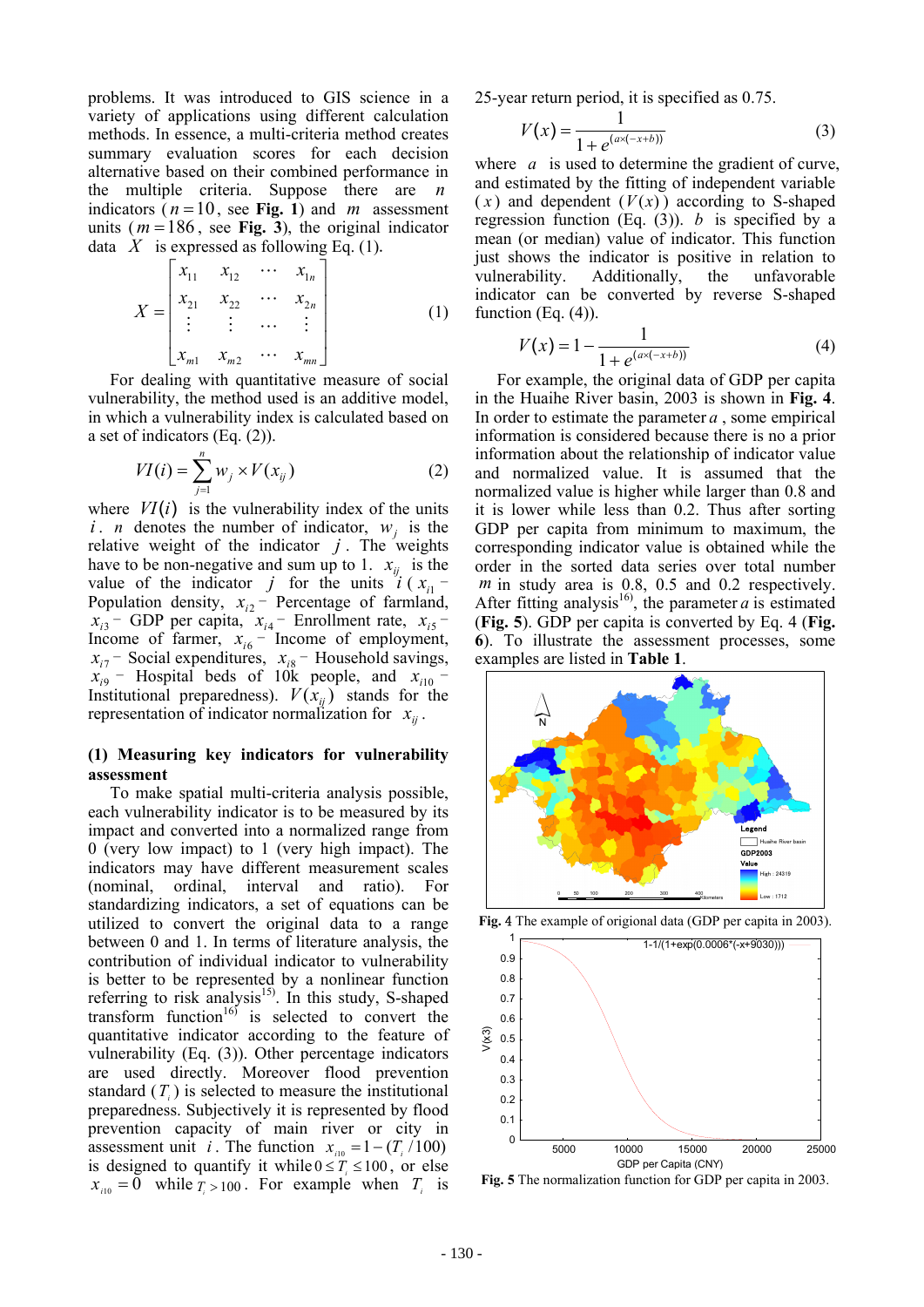problems. It was introduced to GIS science in a variety of applications using different calculation methods. In essence, a multi-criteria method creates summary evaluation scores for each decision alternative based on their combined performance in the multiple criteria. Suppose there are $n$ indicators ($n=10$, see **Fig. 1**) and $m$ assessment units ($m=186$, see **Fig. 3**), the original indicator data $X$ is expressed as following Eq. (1).

$$X=\begin{bmatrix} x_{11} & x_{12} & \cdots & x_{1n} \\ x_{21} & x_{22} & \cdots & x_{2n} \\ \vdots & \vdots & \cdots & \vdots \\ x_{m1} & x_{m2} & \cdots & x_{mn} \end{bmatrix} \tag{1}$$

For dealing with quantitative measure of social vulnerability, the method used is an additive model, in which a vulnerability index is calculated based on a set of indicators (Eq. (2)).

$$VI(i)=\sum_{j=1}^{n} w_j \times V(x_{ij}) \tag{2}$$

where $VI(i)$ is the vulnerability index of the units $i$. $n$ denotes the number of indicator, $w_j$ is the relative weight of the indicator $j$. The weights have to be non-negative and sum up to 1. $x_{ij}$ is the value of the indicator $j$ for the units $i$ ($x_{i1}$ – Population density, $x_{i2}$ – Percentage of farmland, $x_{i3}$ – GDP per capita, $x_{i4}$ – Enrollment rate, $x_{i5}$ – Income of farmer, $x_{i6}$ – Income of employment, $x_{i7}$ – Social expenditures, $x_{i8}$ – Household savings, $x_{i9}$ – Hospital beds of 10k people, and $x_{i10}$ – Institutional preparedness). $V(x_{ij})$ stands for the representation of indicator normalization for $x_{ij}$.

**(1) Measuring key indicators for vulnerability assessment**

To make spatial multi-criteria analysis possible, each vulnerability indicator is to be measured by its impact and converted into a normalized range from 0 (very low impact) to 1 (very high impact). The indicators may have different measurement scales (nominal, ordinal, interval and ratio). For standardizing indicators, a set of equations can be utilized to convert the original data to a range between 0 and 1. In terms of literature analysis, the contribution of individual indicator to vulnerability is better to be represented by a nonlinear function referring to risk analysis[15]. In this study, S-shaped transform function[16] is selected to convert the quantitative indicator according to the feature of vulnerability (Eq. (3)). Other percentage indicators are used directly. Moreover flood prevention standard ($T_i$) is selected to measure the institutional preparedness. Subjectively it is represented by flood prevention capacity of main river or city in assessment unit $i$. The function $x_{i10}=1-(T_i/100)$ is designed to quantify it while $0 \le T_i \le 100$, or else $x_{i10}=0$ while $T_i>100$. For example when $T_i$ is 25-year return period, it is specified as 0.75.

$$V(x)=\frac{1}{1+e^{(a\times(-x+b))}} \tag{3}$$

where $a$ is used to determine the gradient of curve, and estimated by the fitting of independent variable ($x$) and dependent ($V(x)$) according to S-shaped regression function (Eq. (3)). $b$ is specified by a mean (or median) value of indicator. This function just shows the indicator is positive in relation to vulnerability. Additionally, the unfavorable indicator can be converted by reverse S-shaped function (Eq. (4)).

$$V(x)=1-\frac{1}{1+e^{(a\times(-x+b))}} \tag{4}$$

For example, the original data of GDP per capita in the Huaihe River basin, 2003 is shown in **Fig. 4**. In order to estimate the parameter $a$, some empirical information is considered because there is no a prior information about the relationship of indicator value and normalized value. It is assumed that the normalized value is higher while larger than 0.8 and it is lower while less than 0.2. Thus after sorting GDP per capita from minimum to maximum, the corresponding indicator value is obtained while the order in the sorted data series over total number $m$ in study area is 0.8, 0.5 and 0.2 respectively. After fitting analysis[16], the parameter $a$ is estimated (**Fig. 5**). GDP per capita is converted by Eq. 4 (**Fig. 6**). To illustrate the assessment processes, some examples are listed in **Table 1**.

**Fig. 4** The example of origional data (GDP per capita in 2003).

**Fig. 5** The normalization function for GDP per capita in 2003.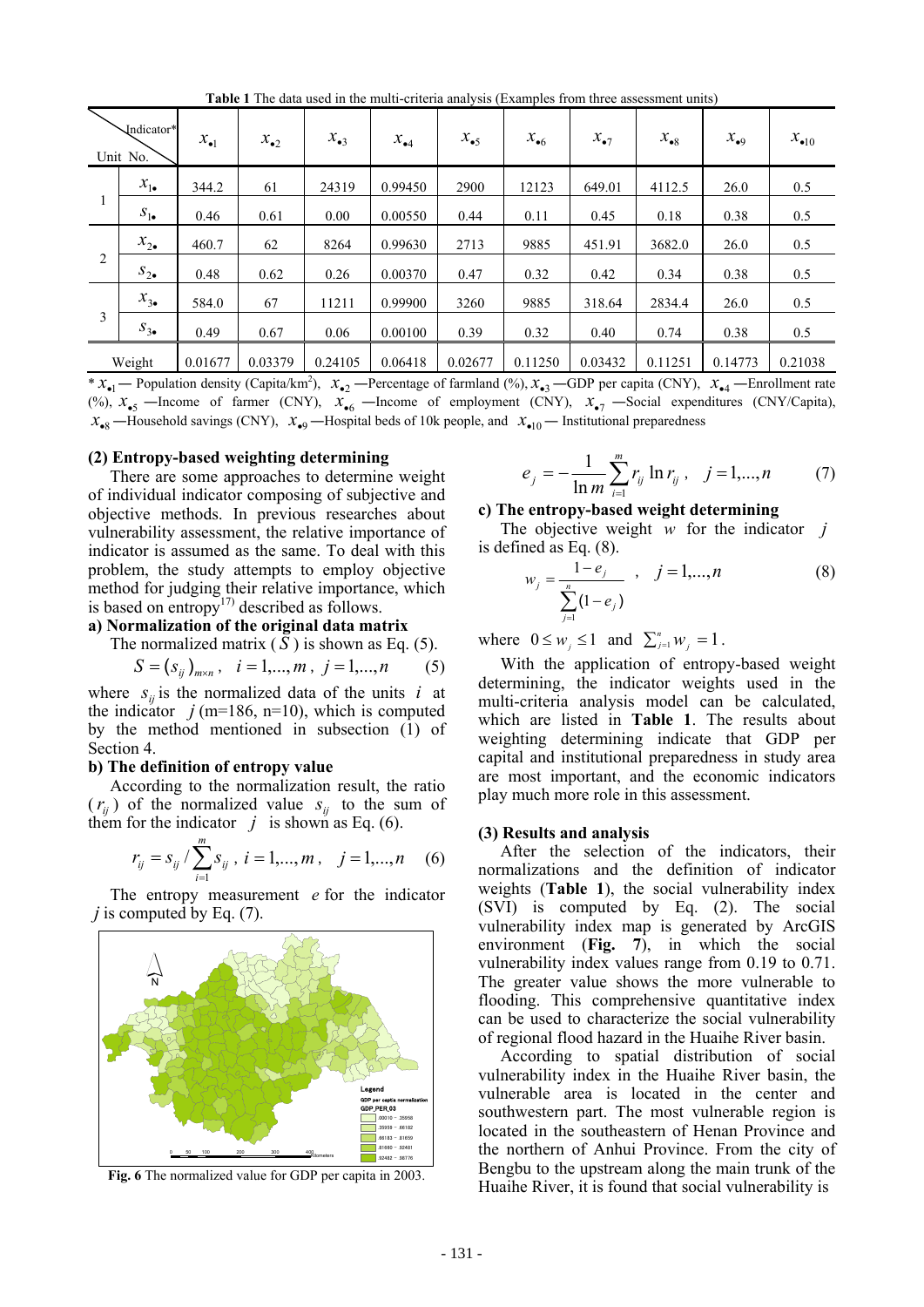**Table 1** The data used in the multi-criteria analysis (Examples from three assessment units)

| Unit No. | Indicator* | $x_{\bullet1}$ | $x_{\bullet2}$ | $x_{\bullet3}$ | $x_{\bullet4}$ | $x_{\bullet5}$ | $x_{\bullet6}$ | $x_{\bullet7}$ | $x_{\bullet8}$ | $x_{\bullet9}$ | $x_{\bullet10}$ |
|---|---|---|---|---|---|---|---|---|---|---|---|
| 1 | $x_{1\bullet}$ | 344.2 | 61 | 24319 | 0.99450 | 2900 | 12123 | 649.01 | 4112.5 | 26.0 | 0.5 |
| | $s_{1\bullet}$ | 0.46 | 0.61 | 0.00 | 0.00550 | 0.44 | 0.11 | 0.45 | 0.18 | 0.38 | 0.5 |
| 2 | $x_{2\bullet}$ | 460.7 | 62 | 8264 | 0.99630 | 2713 | 9885 | 451.91 | 3682.0 | 26.0 | 0.5 |
| | $s_{2\bullet}$ | 0.48 | 0.62 | 0.26 | 0.00370 | 0.47 | 0.32 | 0.42 | 0.34 | 0.38 | 0.5 |
| 3 | $x_{3\bullet}$ | 584.0 | 67 | 11211 | 0.99900 | 3260 | 9885 | 318.64 | 2834.4 | 26.0 | 0.5 |
| | $s_{3\bullet}$ | 0.49 | 0.67 | 0.06 | 0.00100 | 0.39 | 0.32 | 0.40 | 0.74 | 0.38 | 0.5 |
| Weight | | 0.01677 | 0.03379 | 0.24105 | 0.06418 | 0.02677 | 0.11250 | 0.03432 | 0.11251 | 0.14773 | 0.21038 |

\* $x_{\bullet1}$ — Population density (Capita/km$^2$), $x_{\bullet2}$ —Percentage of farmland (%), $x_{\bullet3}$ —GDP per capita (CNY), $x_{\bullet4}$ —Enrollment rate (%), $x_{\bullet5}$ —Income of farmer (CNY), $x_{\bullet6}$ —Income of employment (CNY), $x_{\bullet7}$ —Social expenditures (CNY/Capita), $x_{\bullet8}$ —Household savings (CNY), $x_{\bullet9}$ —Hospital beds of 10k people, and $x_{\bullet10}$ — Institutional preparedness

**(2) Entropy-based weighting determining**

There are some approaches to determine weight of individual indicator composing of subjective and objective methods. In previous researches about vulnerability assessment, the relative importance of indicator is assumed as the same. To deal with this problem, the study attempts to employ objective method for judging their relative importance, which is based on entropy[17] described as follows.

**a) Normalization of the original data matrix**

The normalized matrix ($S$) is shown as Eq. (5).

$$S = (s_{ij})_{m\times n}, \quad i = 1,...,m, \; j = 1,...,n \qquad (5)$$

where $s_{ij}$ is the normalized data of the units $i$ at the indicator $j$ (m=186, n=10), which is computed by the method mentioned in subsection (1) of Section 4.

**b) The definition of entropy value**

According to the normalization result, the ratio ($r_{ij}$) of the normalized value $s_{ij}$ to the sum of them for the indicator $j$ is shown as Eq. (6).

$$r_{ij} = s_{ij} / \sum_{i=1}^{m} s_{ij}, \; i = 1,...,m, \quad j = 1,...,n \qquad (6)$$

The entropy measurement $e$ for the indicator $j$ is computed by Eq. (7).

Fig. 6 The normalized value for GDP per capita in 2003.

$$e_j = -\frac{1}{\ln m}\sum_{i=1}^{m} r_{ij}\ln r_{ij}, \quad j = 1,...,n \qquad (7)$$

**c) The entropy-based weight determining**

The objective weight $w$ for the indicator $j$ is defined as Eq. (8).

$$w_j = \frac{1-e_j}{\sum_{j=1}^{n}(1-e_j)}, \quad j = 1,...,n \qquad (8)$$

where $0 \le w_j \le 1$ and $\sum_{j=1}^{n} w_j = 1$.

With the application of entropy-based weight determining, the indicator weights used in the multi-criteria analysis model can be calculated, which are listed in **Table 1**. The results about weighting determining indicate that GDP per capital and institutional preparedness in study area are most important, and the economic indicators play much more role in this assessment.

**(3) Results and analysis**

After the selection of the indicators, their normalizations and the definition of indicator weights (**Table 1**), the social vulnerability index (SVI) is computed by Eq. (2). The social vulnerability index map is generated by ArcGIS environment (**Fig. 7**), in which the social vulnerability index values range from 0.19 to 0.71. The greater value shows the more vulnerable to flooding. This comprehensive quantitative index can be used to characterize the social vulnerability of regional flood hazard in the Huaihe River basin.

According to spatial distribution of social vulnerability index in the Huaihe River basin, the vulnerable area is located in the center and southwestern part. The most vulnerable region is located in the southeastern of Henan Province and the northern of Anhui Province. From the city of Bengbu to the upstream along the main trunk of the Huaihe River, it is found that social vulnerability is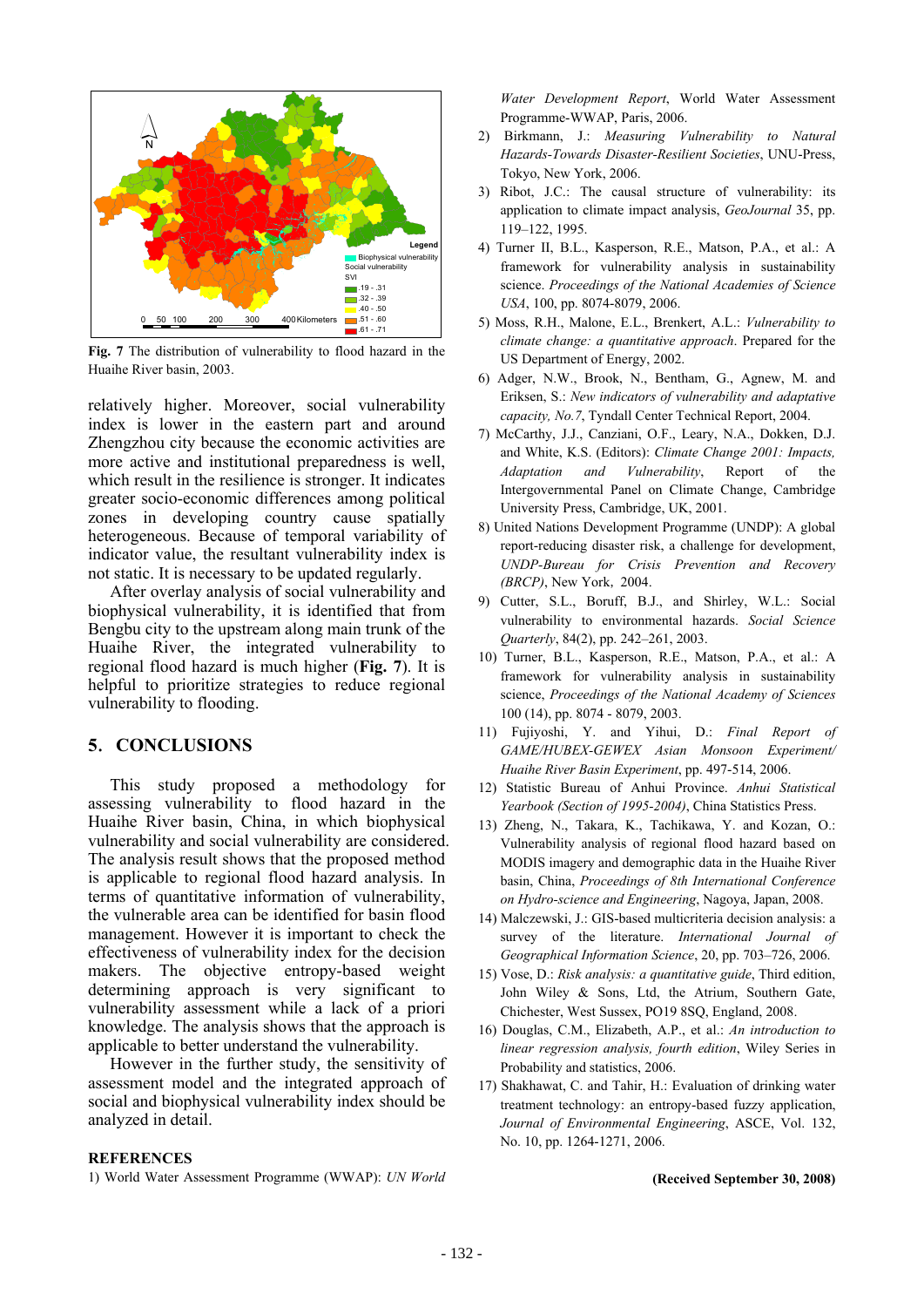N

Legend

Biophysical vulnerability

Social vulnerability

SVI

.19 - .31

.32 - .39

.40 - .50

.51 - .60

.61 - .71

0 50 100 200 300 400 Kilometers

**Fig. 7** The distribution of vulnerability to flood hazard in the Huaihe River basin, 2003.

relatively higher. Moreover, social vulnerability index is lower in the eastern part and around Zhengzhou city because the economic activities are more active and institutional preparedness is well, which result in the resilience is stronger. It indicates greater socio-economic differences among political zones in developing country cause spatially heterogeneous. Because of temporal variability of indicator value, the resultant vulnerability index is not static. It is necessary to be updated regularly.

After overlay analysis of social vulnerability and biophysical vulnerability, it is identified that from Bengbu city to the upstream along main trunk of the Huaihe River, the integrated vulnerability to regional flood hazard is much higher (**Fig. 7**). It is helpful to prioritize strategies to reduce regional vulnerability to flooding.

## 5. CONCLUSIONS

This study proposed a methodology for assessing vulnerability to flood hazard in the Huaihe River basin, China, in which biophysical vulnerability and social vulnerability are considered. The analysis result shows that the proposed method is applicable to regional flood hazard analysis. In terms of quantitative information of vulnerability, the vulnerable area can be identified for basin flood management. However it is important to check the effectiveness of vulnerability index for the decision makers. The objective entropy-based weight determining approach is very significant to vulnerability assessment while a lack of a priori knowledge. The analysis shows that the approach is applicable to better understand the vulnerability.

However in the further study, the sensitivity of assessment model and the integrated approach of social and biophysical vulnerability index should be analyzed in detail.

## REFERENCES

1) World Water Assessment Programme (WWAP): *UN World Water Development Report*, World Water Assessment Programme-WWAP, Paris, 2006.
2) Birkmann, J.: *Measuring Vulnerability to Natural Hazards-Towards Disaster-Resilient Societies*, UNU-Press, Tokyo, New York, 2006.
3) Ribot, J.C.: The causal structure of vulnerability: its application to climate impact analysis, *GeoJournal* 35, pp. 119–122, 1995.
4) Turner II, B.L., Kasperson, R.E., Matson, P.A., et al.: A framework for vulnerability analysis in sustainability science. *Proceedings of the National Academies of Science USA*, 100, pp. 8074-8079, 2006.
5) Moss, R.H., Malone, E.L., Brenkert, A.L.: *Vulnerability to climate change: a quantitative approach*. Prepared for the US Department of Energy, 2002.
6) Adger, N.W., Brook, N., Bentham, G., Agnew, M. and Eriksen, S.: *New indicators of vulnerability and adaptative capacity, No.7*, Tyndall Center Technical Report, 2004.
7) McCarthy, J.J., Canziani, O.F., Leary, N.A., Dokken, D.J. and White, K.S. (Editors): *Climate Change 2001: Impacts, Adaptation and Vulnerability*, Report of the Intergovernmental Panel on Climate Change, Cambridge University Press, Cambridge, UK, 2001.
8) United Nations Development Programme (UNDP): A global report-reducing disaster risk, a challenge for development, *UNDP-Bureau for Crisis Prevention and Recovery (BRCP)*, New York, 2004.
9) Cutter, S.L., Boruff, B.J., and Shirley, W.L.: Social vulnerability to environmental hazards. *Social Science Quarterly*, 84(2), pp. 242–261, 2003.
10) Turner, B.L., Kasperson, R.E., Matson, P.A., et al.: A framework for vulnerability analysis in sustainability science, *Proceedings of the National Academy of Sciences* 100 (14), pp. 8074 - 8079, 2003.
11) Fujiyoshi, Y. and Yihui, D.: *Final Report of GAME/HUBEX-GEWEX Asian Monsoon Experiment/ Huaihe River Basin Experiment*, pp. 497-514, 2006.
12) Statistic Bureau of Anhui Province. *Anhui Statistical Yearbook (Section of 1995-2004)*, China Statistics Press.
13) Zheng, N., Takara, K., Tachikawa, Y. and Kozan, O.: Vulnerability analysis of regional flood hazard based on MODIS imagery and demographic data in the Huaihe River basin, China, *Proceedings of 8th International Conference on Hydro-science and Engineering*, Nagoya, Japan, 2008.
14) Malczewski, J.: GIS-based multicriteria decision analysis: a survey of the literature. *International Journal of Geographical Information Science*, 20, pp. 703–726, 2006.
15) Vose, D.: *Risk analysis: a quantitative guide*, Third edition, John Wiley & Sons, Ltd, the Atrium, Southern Gate, Chichester, West Sussex, PO19 8SQ, England, 2008.
16) Douglas, C.M., Elizabeth, A.P., et al.: *An introduction to linear regression analysis, fourth edition*, Wiley Series in Probability and statistics, 2006.
17) Shakhawat, C. and Tahir, H.: Evaluation of drinking water treatment technology: an entropy-based fuzzy application, *Journal of Environmental Engineering*, ASCE, Vol. 132, No. 10, pp. 1264-1271, 2006.

**(Received September 30, 2008)**